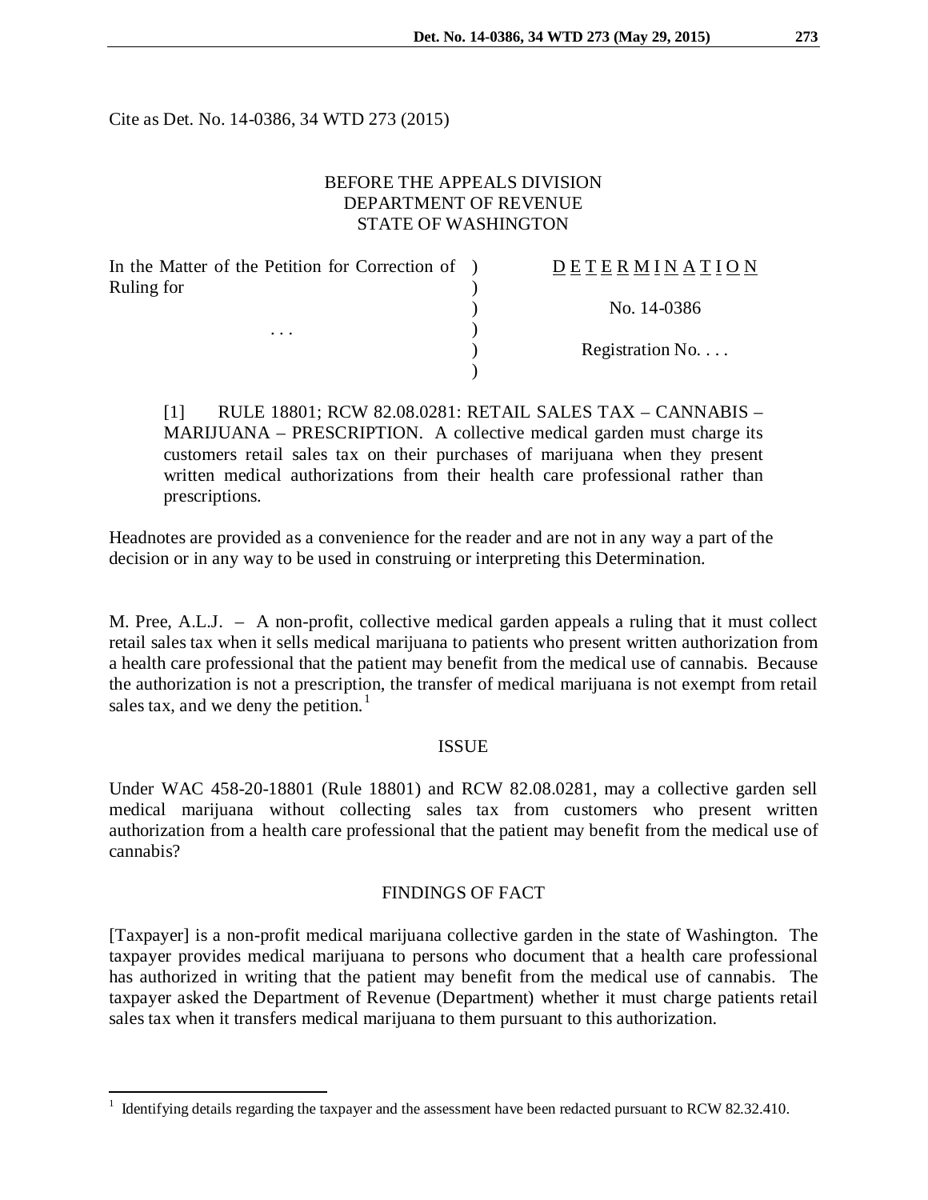Cite as Det. No. 14-0386, 34 WTD 273 (2015)

BEFORE THE APPEALS DIVISION
DEPARTMENT OF REVENUE
STATE OF WASHINGTON

| | | |
|---|---|---|
| In the Matter of the Petition for Correction of Ruling for | ) | D E T E R M I N A T I O N |
| | ) | |
| | ) | No. 14-0386 |
| . . . | ) | |
| | ) | Registration No. . . . |
| | ) | |

[1] RULE 18801; RCW 82.08.0281: RETAIL SALES TAX – CANNABIS – MARIJUANA – PRESCRIPTION. A collective medical garden must charge its customers retail sales tax on their purchases of marijuana when they present written medical authorizations from their health care professional rather than prescriptions.

Headnotes are provided as a convenience for the reader and are not in any way a part of the decision or in any way to be used in construing or interpreting this Determination.

M. Pree, A.L.J. – A non-profit, collective medical garden appeals a ruling that it must collect retail sales tax when it sells medical marijuana to patients who present written authorization from a health care professional that the patient may benefit from the medical use of cannabis. Because the authorization is not a prescription, the transfer of medical marijuana is not exempt from retail sales tax, and we deny the petition.[1]

## ISSUE

Under WAC 458-20-18801 (Rule 18801) and RCW 82.08.0281, may a collective garden sell medical marijuana without collecting sales tax from customers who present written authorization from a health care professional that the patient may benefit from the medical use of cannabis?

## FINDINGS OF FACT

[Taxpayer] is a non-profit medical marijuana collective garden in the state of Washington. The taxpayer provides medical marijuana to persons who document that a health care professional has authorized in writing that the patient may benefit from the medical use of cannabis. The taxpayer asked the Department of Revenue (Department) whether it must charge patients retail sales tax when it transfers medical marijuana to them pursuant to this authorization.

---

[1] Identifying details regarding the taxpayer and the assessment have been redacted pursuant to RCW 82.32.410.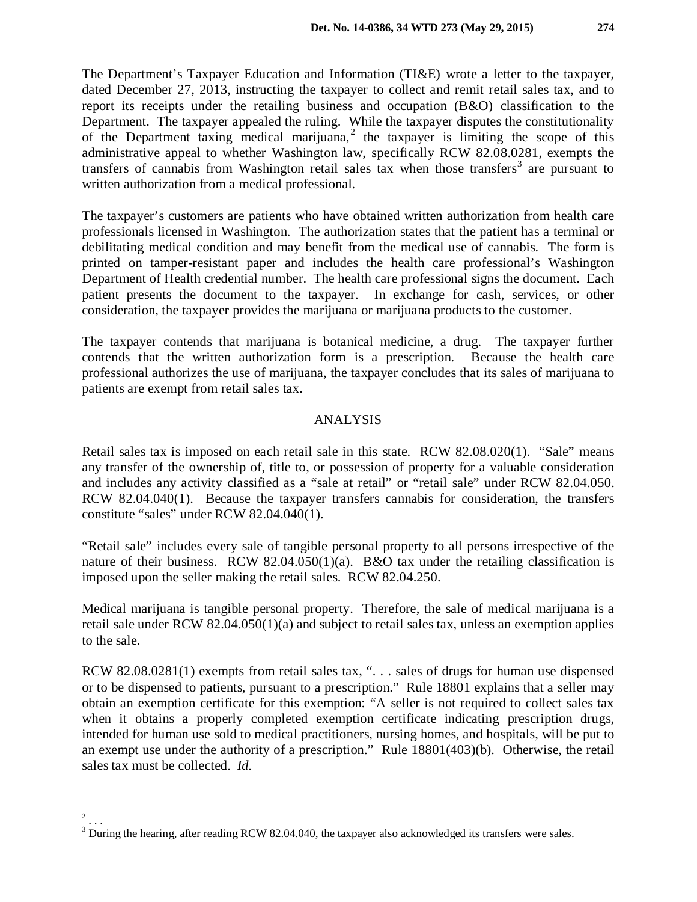The Department's Taxpayer Education and Information (TI&E) wrote a letter to the taxpayer, dated December 27, 2013, instructing the taxpayer to collect and remit retail sales tax, and to report its receipts under the retailing business and occupation (B&O) classification to the Department. The taxpayer appealed the ruling. While the taxpayer disputes the constitutionality of the Department taxing medical marijuana,[2] the taxpayer is limiting the scope of this administrative appeal to whether Washington law, specifically RCW 82.08.0281, exempts the transfers of cannabis from Washington retail sales tax when those transfers[3] are pursuant to written authorization from a medical professional.

The taxpayer's customers are patients who have obtained written authorization from health care professionals licensed in Washington. The authorization states that the patient has a terminal or debilitating medical condition and may benefit from the medical use of cannabis. The form is printed on tamper-resistant paper and includes the health care professional's Washington Department of Health credential number. The health care professional signs the document. Each patient presents the document to the taxpayer. In exchange for cash, services, or other consideration, the taxpayer provides the marijuana or marijuana products to the customer.

The taxpayer contends that marijuana is botanical medicine, a drug. The taxpayer further contends that the written authorization form is a prescription. Because the health care professional authorizes the use of marijuana, the taxpayer concludes that its sales of marijuana to patients are exempt from retail sales tax.

## ANALYSIS

Retail sales tax is imposed on each retail sale in this state. RCW 82.08.020(1). "Sale" means any transfer of the ownership of, title to, or possession of property for a valuable consideration and includes any activity classified as a "sale at retail" or "retail sale" under RCW 82.04.050. RCW 82.04.040(1). Because the taxpayer transfers cannabis for consideration, the transfers constitute "sales" under RCW 82.04.040(1).

"Retail sale" includes every sale of tangible personal property to all persons irrespective of the nature of their business. RCW 82.04.050(1)(a). B&O tax under the retailing classification is imposed upon the seller making the retail sales. RCW 82.04.250.

Medical marijuana is tangible personal property. Therefore, the sale of medical marijuana is a retail sale under RCW 82.04.050(1)(a) and subject to retail sales tax, unless an exemption applies to the sale.

RCW 82.08.0281(1) exempts from retail sales tax, ". . . sales of drugs for human use dispensed or to be dispensed to patients, pursuant to a prescription." Rule 18801 explains that a seller may obtain an exemption certificate for this exemption: "A seller is not required to collect sales tax when it obtains a properly completed exemption certificate indicating prescription drugs, intended for human use sold to medical practitioners, nursing homes, and hospitals, will be put to an exempt use under the authority of a prescription." Rule 18801(403)(b). Otherwise, the retail sales tax must be collected. *Id.*

---

[2] . . .

[3] During the hearing, after reading RCW 82.04.040, the taxpayer also acknowledged its transfers were sales.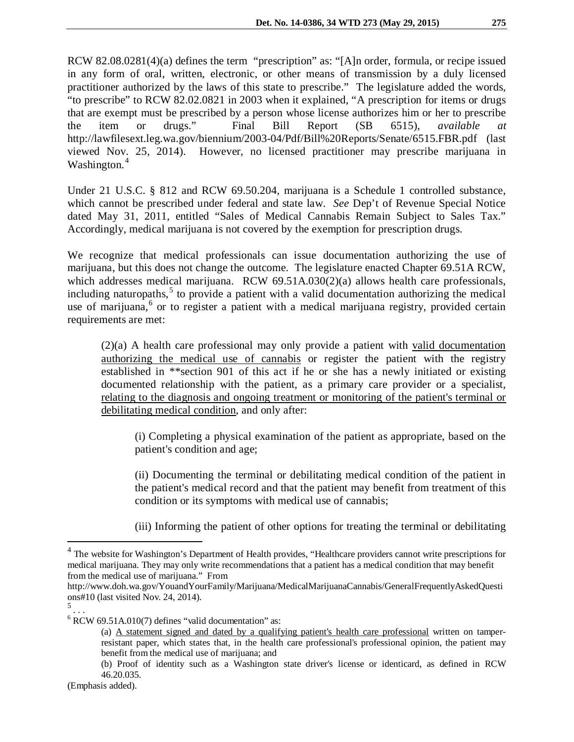RCW 82.08.0281(4)(a) defines the term "prescription" as: "[A]n order, formula, or recipe issued in any form of oral, written, electronic, or other means of transmission by a duly licensed practitioner authorized by the laws of this state to prescribe." The legislature added the words, "to prescribe" to RCW 82.02.0821 in 2003 when it explained, "A prescription for items or drugs that are exempt must be prescribed by a person whose license authorizes him or her to prescribe the item or drugs." Final Bill Report (SB 6515), *available at* http://lawfilesext.leg.wa.gov/biennium/2003-04/Pdf/Bill%20Reports/Senate/6515.FBR.pdf (last viewed Nov. 25, 2014). However, no licensed practitioner may prescribe marijuana in Washington.[4]

Under 21 U.S.C. § 812 and RCW 69.50.204, marijuana is a Schedule 1 controlled substance, which cannot be prescribed under federal and state law. *See* Dep't of Revenue Special Notice dated May 31, 2011, entitled "Sales of Medical Cannabis Remain Subject to Sales Tax." Accordingly, medical marijuana is not covered by the exemption for prescription drugs.

We recognize that medical professionals can issue documentation authorizing the use of marijuana, but this does not change the outcome. The legislature enacted Chapter 69.51A RCW, which addresses medical marijuana. RCW 69.51A.030(2)(a) allows health care professionals, including naturopaths,[5] to provide a patient with a valid documentation authorizing the medical use of marijuana,[6] or to register a patient with a medical marijuana registry, provided certain requirements are met:

> (2)(a) A health care professional may only provide a patient with <u>valid documentation authorizing the medical use of cannabis</u> or register the patient with the registry established in **section 901 of this act if he or she has a newly initiated or existing documented relationship with the patient, as a primary care provider or a specialist, <u>relating to the diagnosis and ongoing treatment or monitoring of the patient's terminal or debilitating medical condition</u>, and only after:
>
> > (i) Completing a physical examination of the patient as appropriate, based on the patient's condition and age;
> >
> > (ii) Documenting the terminal or debilitating medical condition of the patient in the patient's medical record and that the patient may benefit from treatment of this condition or its symptoms with medical use of cannabis;
> >
> > (iii) Informing the patient of other options for treating the terminal or debilitating

---

[4] The website for Washington's Department of Health provides, "Healthcare providers cannot write prescriptions for medical marijuana. They may only write recommendations that a patient has a medical condition that may benefit from the medical use of marijuana." From http://www.doh.wa.gov/YouandYourFamily/Marijuana/MedicalMarijuanaCannabis/GeneralFrequentlyAskedQuestions#10 (last visited Nov. 24, 2014).

[5] . . .

[6] RCW 69.51A.010(7) defines "valid documentation" as:

> (a) <u>A statement signed and dated by a qualifying patient's health care professional</u> written on tamper-resistant paper, which states that, in the health care professional's professional opinion, the patient may benefit from the medical use of marijuana; and
>
> (b) Proof of identity such as a Washington state driver's license or identicard, as defined in RCW 46.20.035.

(Emphasis added).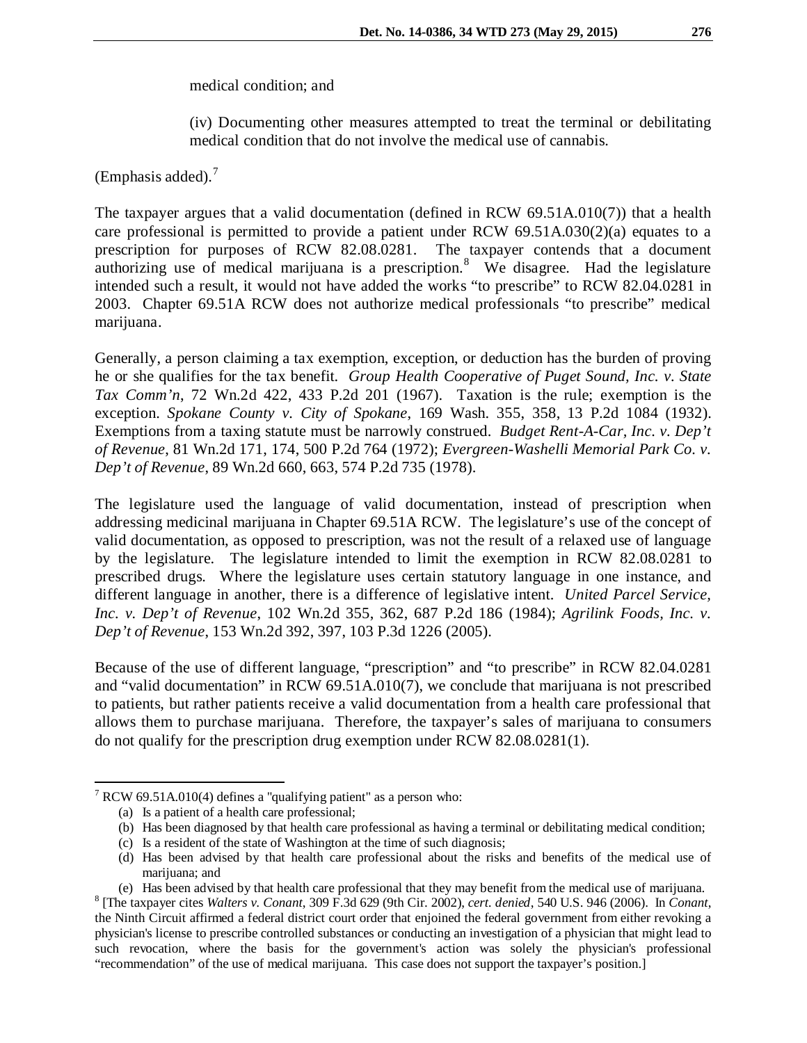medical condition; and

(iv) Documenting other measures attempted to treat the terminal or debilitating medical condition that do not involve the medical use of cannabis.

(Emphasis added).[7]

The taxpayer argues that a valid documentation (defined in RCW 69.51A.010(7)) that a health care professional is permitted to provide a patient under RCW 69.51A.030(2)(a) equates to a prescription for purposes of RCW 82.08.0281. The taxpayer contends that a document authorizing use of medical marijuana is a prescription.[8] We disagree. Had the legislature intended such a result, it would not have added the works "to prescribe" to RCW 82.04.0281 in 2003. Chapter 69.51A RCW does not authorize medical professionals "to prescribe" medical marijuana.

Generally, a person claiming a tax exemption, exception, or deduction has the burden of proving he or she qualifies for the tax benefit. *Group Health Cooperative of Puget Sound, Inc. v. State Tax Comm'n*, 72 Wn.2d 422, 433 P.2d 201 (1967). Taxation is the rule; exemption is the exception. *Spokane County v. City of Spokane*, 169 Wash. 355, 358, 13 P.2d 1084 (1932). Exemptions from a taxing statute must be narrowly construed. *Budget Rent-A-Car, Inc. v. Dep't of Revenue*, 81 Wn.2d 171, 174, 500 P.2d 764 (1972); *Evergreen-Washelli Memorial Park Co. v. Dep't of Revenue*, 89 Wn.2d 660, 663, 574 P.2d 735 (1978).

The legislature used the language of valid documentation, instead of prescription when addressing medicinal marijuana in Chapter 69.51A RCW. The legislature's use of the concept of valid documentation, as opposed to prescription, was not the result of a relaxed use of language by the legislature. The legislature intended to limit the exemption in RCW 82.08.0281 to prescribed drugs. Where the legislature uses certain statutory language in one instance, and different language in another, there is a difference of legislative intent. *United Parcel Service, Inc. v. Dep't of Revenue*, 102 Wn.2d 355, 362, 687 P.2d 186 (1984); *Agrilink Foods, Inc. v. Dep't of Revenue*, 153 Wn.2d 392, 397, 103 P.3d 1226 (2005).

Because of the use of different language, "prescription" and "to prescribe" in RCW 82.04.0281 and "valid documentation" in RCW 69.51A.010(7), we conclude that marijuana is not prescribed to patients, but rather patients receive a valid documentation from a health care professional that allows them to purchase marijuana. Therefore, the taxpayer's sales of marijuana to consumers do not qualify for the prescription drug exemption under RCW 82.08.0281(1).

---

[7] RCW 69.51A.010(4) defines a "qualifying patient" as a person who:

(a) Is a patient of a health care professional;
(b) Has been diagnosed by that health care professional as having a terminal or debilitating medical condition;
(c) Is a resident of the state of Washington at the time of such diagnosis;
(d) Has been advised by that health care professional about the risks and benefits of the medical use of marijuana; and
(e) Has been advised by that health care professional that they may benefit from the medical use of marijuana.

[8] [The taxpayer cites *Walters v. Conant*, 309 F.3d 629 (9th Cir. 2002), *cert. denied*, 540 U.S. 946 (2006). In *Conant*, the Ninth Circuit affirmed a federal district court order that enjoined the federal government from either revoking a physician's license to prescribe controlled substances or conducting an investigation of a physician that might lead to such revocation, where the basis for the government's action was solely the physician's professional "recommendation" of the use of medical marijuana. This case does not support the taxpayer's position.]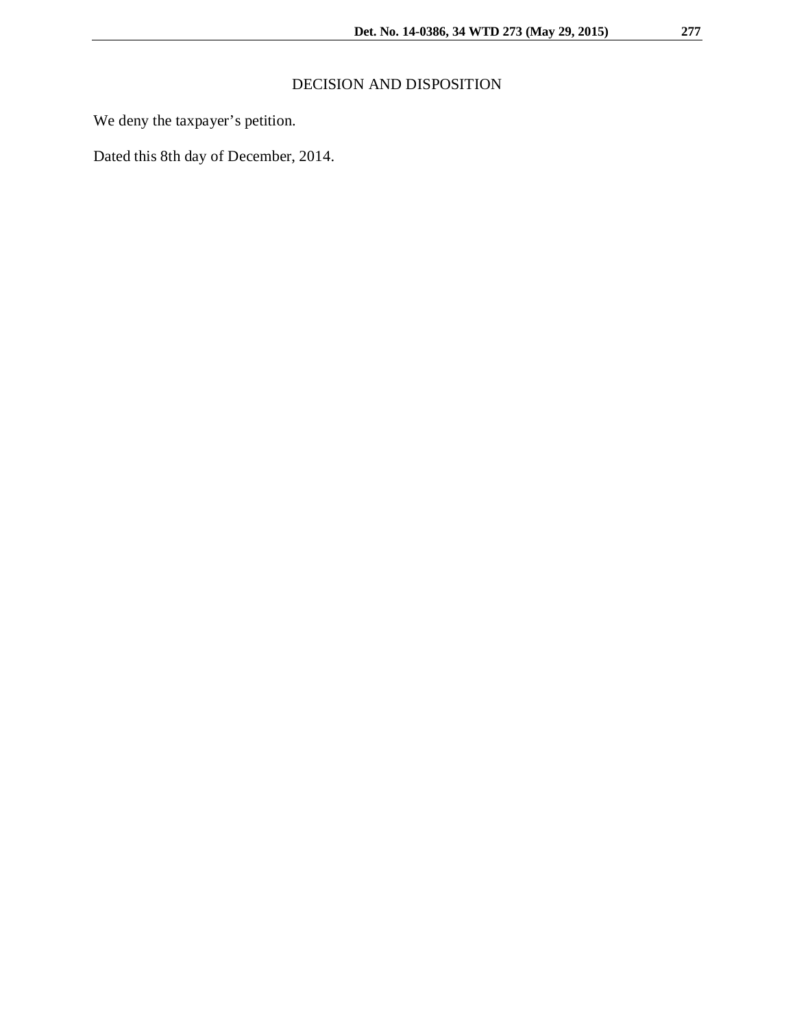## DECISION AND DISPOSITION

We deny the taxpayer's petition.

Dated this 8th day of December, 2014.